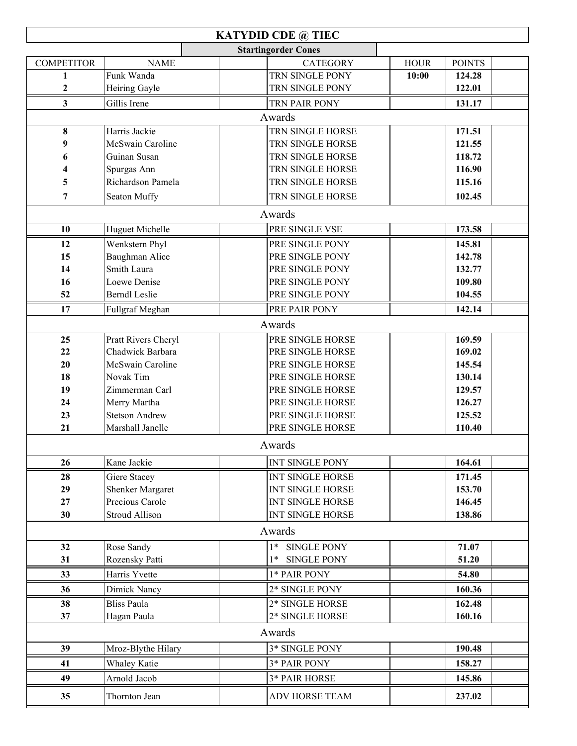# KATYDID CDE @ TIEC

**Startingorder Cones**

| COMPETITOR | NAME | | CATEGORY | HOUR | POINTS | |
|---|---|---|---|---|---|---|
| **1** | Funk Wanda | | TRN SINGLE PONY | **10:00** | **124.28** | |
| **2** | Heiring Gayle | | TRN SINGLE PONY | | **122.01** | |
| **3** | Gillis Irene | | TRN PAIR PONY | | **131.17** | |
| | | | Awards | | | |
| **8** | Harris Jackie | | TRN SINGLE HORSE | | **171.51** | |
| **9** | McSwain Caroline | | TRN SINGLE HORSE | | **121.55** | |
| **6** | Guinan Susan | | TRN SINGLE HORSE | | **118.72** | |
| **4** | Spurgas Ann | | TRN SINGLE HORSE | | **116.90** | |
| **5** | Richardson Pamela | | TRN SINGLE HORSE | | **115.16** | |
| **7** | Seaton Muffy | | TRN SINGLE HORSE | | **102.45** | |
| | | | Awards | | | |
| **10** | Huguet Michelle | | PRE SINGLE VSE | | **173.58** | |
| **12** | Wenkstern Phyl | | PRE SINGLE PONY | | **145.81** | |
| **15** | Baughman Alice | | PRE SINGLE PONY | | **142.78** | |
| **14** | Smith Laura | | PRE SINGLE PONY | | **132.77** | |
| **16** | Loewe Denise | | PRE SINGLE PONY | | **109.80** | |
| **52** | Berndl Leslie | | PRE SINGLE PONY | | **104.55** | |
| **17** | Fullgraf Meghan | | PRE PAIR PONY | | **142.14** | |
| | | | Awards | | | |
| **25** | Pratt Rivers Cheryl | | PRE SINGLE HORSE | | **169.59** | |
| **22** | Chadwick Barbara | | PRE SINGLE HORSE | | **169.02** | |
| **20** | McSwain Caroline | | PRE SINGLE HORSE | | **145.54** | |
| **18** | Novak Tim | | PRE SINGLE HORSE | | **130.14** | |
| **19** | Zimmerman Carl | | PRE SINGLE HORSE | | **129.57** | |
| **24** | Merry Martha | | PRE SINGLE HORSE | | **126.27** | |
| **23** | Stetson Andrew | | PRE SINGLE HORSE | | **125.52** | |
| **21** | Marshall Janelle | | PRE SINGLE HORSE | | **110.40** | |
| | | | Awards | | | |
| **26** | Kane Jackie | | INT SINGLE PONY | | **164.61** | |
| **28** | Giere Stacey | | INT SINGLE HORSE | | **171.45** | |
| **29** | Shenker Margaret | | INT SINGLE HORSE | | **153.70** | |
| **27** | Precious Carole | | INT SINGLE HORSE | | **146.45** | |
| **30** | Stroud Allison | | INT SINGLE HORSE | | **138.86** | |
| | | | Awards | | | |
| **32** | Rose Sandy | | 1* SINGLE PONY | | **71.07** | |
| **31** | Rozensky Patti | | 1* SINGLE PONY | | **51.20** | |
| **33** | Harris Yvette | | 1* PAIR PONY | | **54.80** | |
| **36** | Dimick Nancy | | 2* SINGLE PONY | | **160.36** | |
| **38** | Bliss Paula | | 2* SINGLE HORSE | | **162.48** | |
| **37** | Hagan Paula | | 2* SINGLE HORSE | | **160.16** | |
| | | | Awards | | | |
| **39** | Mroz-Blythe Hilary | | 3* SINGLE PONY | | **190.48** | |
| **41** | Whaley Katie | | 3* PAIR PONY | | **158.27** | |
| **49** | Arnold Jacob | | 3* PAIR HORSE | | **145.86** | |
| **35** | Thornton Jean | | ADV HORSE TEAM | | **237.02** | |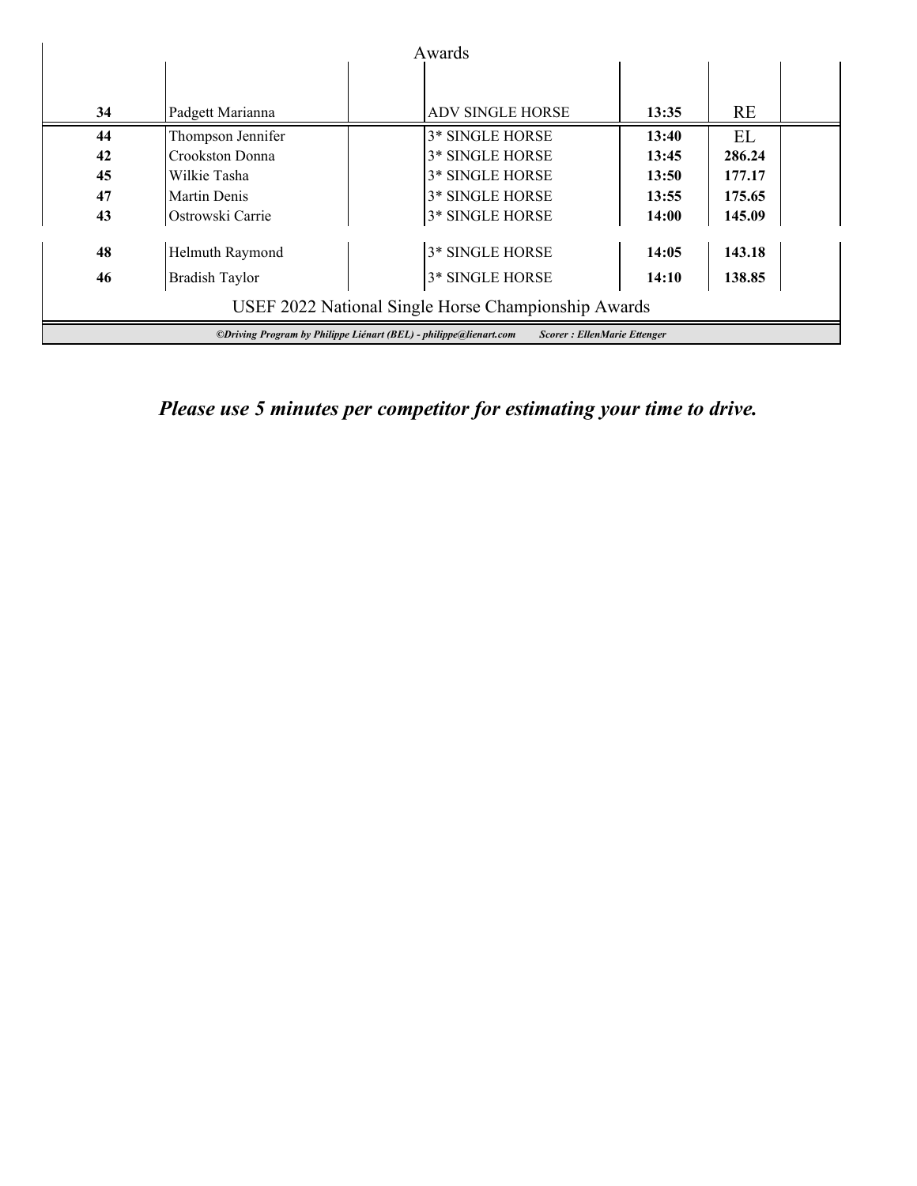Awards

| | | | | | | |
|---|---|---|---|---|---|---|
| 34 | Padgett Marianna | | ADV SINGLE HORSE | 13:35 | RE | |
| 44 | Thompson Jennifer | | 3* SINGLE HORSE | 13:40 | EL | |
| 42 | Crookston Donna | | 3* SINGLE HORSE | 13:45 | 286.24 | |
| 45 | Wilkie Tasha | | 3* SINGLE HORSE | 13:50 | 177.17 | |
| 47 | Martin Denis | | 3* SINGLE HORSE | 13:55 | 175.65 | |
| 43 | Ostrowski Carrie | | 3* SINGLE HORSE | 14:00 | 145.09 | |
| 48 | Helmuth Raymond | | 3* SINGLE HORSE | 14:05 | 143.18 | |
| 46 | Bradish Taylor | | 3* SINGLE HORSE | 14:10 | 138.85 | |

USEF 2022 National Single Horse Championship Awards

*©Driving Program by Philippe Liénart (BEL) - philippe@lienart.com* *Scorer : EllenMarie Ettenger*

***Please use 5 minutes per competitor for estimating your time to drive.***